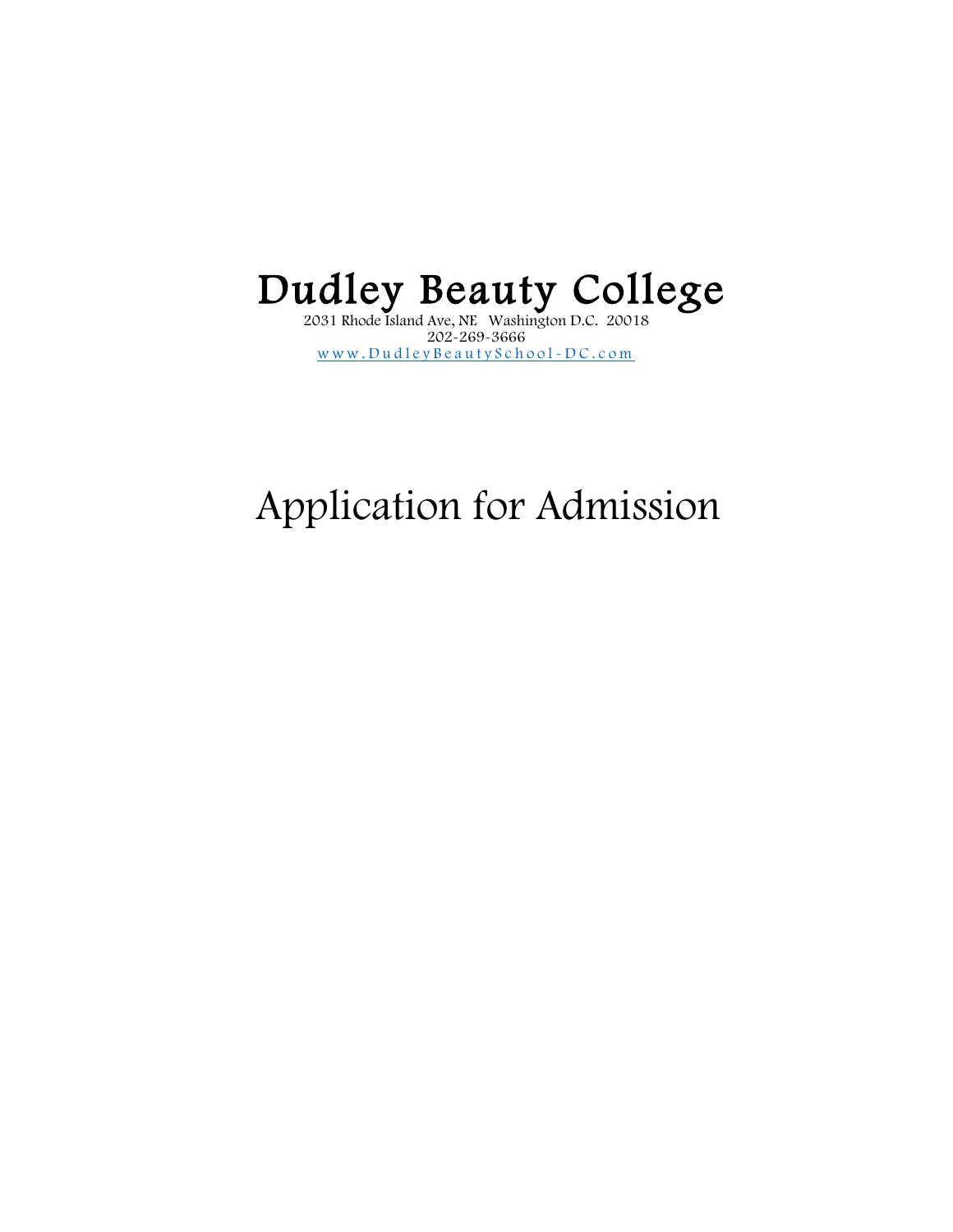# Dudley Beauty College

2031 Rhode Island Ave, NE Washington D.C. 20018
202-269-3666
www.DudleyBeautySchool-DC.com

# Application for Admission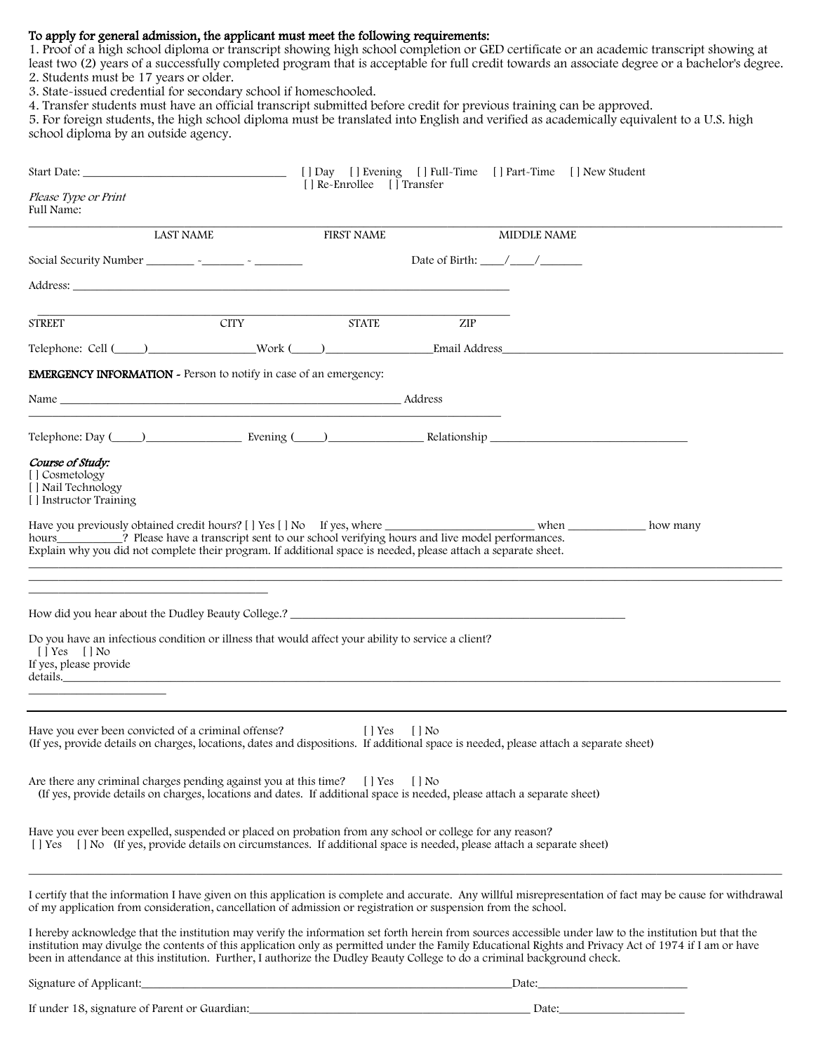**To apply for general admission, the applicant must meet the following requirements:**

1. Proof of a high school diploma or transcript showing high school completion or GED certificate or an academic transcript showing at least two (2) years of a successfully completed program that is acceptable for full credit towards an associate degree or a bachelor's degree.
2. Students must be 17 years or older.
3. State-issued credential for secondary school if homeschooled.
4. Transfer students must have an official transcript submitted before credit for previous training can be approved.
5. For foreign students, the high school diploma must be translated into English and verified as academically equivalent to a U.S. high school diploma by an outside agency.

Start Date: ______________________________ [ ] Day [ ] Evening [ ] Full-Time [ ] Part-Time [ ] New Student [ ] Re-Enrollee [ ] Transfer

*Please Type or Print*

Full Name:

_______________________________________________________________________________

LAST NAME FIRST NAME MIDDLE NAME

Social Security Number ________ -_______ - ________ Date of Birth: ____/____/_______

Address: _______________________________________________________________

_______________________________________________________________

STREET CITY STATE ZIP

Telephone: Cell (_____)_________________Work (_____)_________________Email Address_______________________________________

**EMERGENCY INFORMATION** - Person to notify in case of an emergency:

Name ___________________________________________________ Address

_______________________________________________________________

Telephone: Day (_____)________________ Evening (_____)________________ Relationship _________________________________

*Course of Study:*

[ ] Cosmetology
[ ] Nail Technology
[ ] Instructor Training

Have you previously obtained credit hours? [ ] Yes [ ] No If yes, where _________________________ when _____________ how many hours___________? Please have a transcript sent to our school verifying hours and live model performances.
Explain why you did not complete their program. If additional space is needed, please attach a separate sheet.

_______________________________________________________________________________

_______________________________________________________________________________

How did you hear about the Dudley Beauty College.? _________________________________________________________

Do you have an infectious condition or illness that would affect your ability to service a client?
[ ] Yes [ ] No
If yes, please provide details.____________________________________________________________________________

---

Have you ever been convicted of a criminal offense? [ ] Yes [ ] No
(If yes, provide details on charges, locations, dates and dispositions. If additional space is needed, please attach a separate sheet)

Are there any criminal charges pending against you at this time? [ ] Yes [ ] No
(If yes, provide details on charges, locations and dates. If additional space is needed, please attach a separate sheet)

Have you ever been expelled, suspended or placed on probation from any school or college for any reason?
[ ] Yes [ ] No (If yes, provide details on circumstances. If additional space is needed, please attach a separate sheet)

_______________________________________________________________________________

I certify that the information I have given on this application is complete and accurate. Any willful misrepresentation of fact may be cause for withdrawal of my application from consideration, cancellation of admission or registration or suspension from the school.

I hereby acknowledge that the institution may verify the information set forth herein from sources accessible under law to the institution but that the institution may divulge the contents of this application only as permitted under the Family Educational Rights and Privacy Act of 1974 if I am or have been in attendance at this institution. Further, I authorize the Dudley Beauty College to do a criminal background check.

Signature of Applicant:___________________________________________________Date:_______________________

If under 18, signature of Parent or Guardian:____________________________________ Date:____________________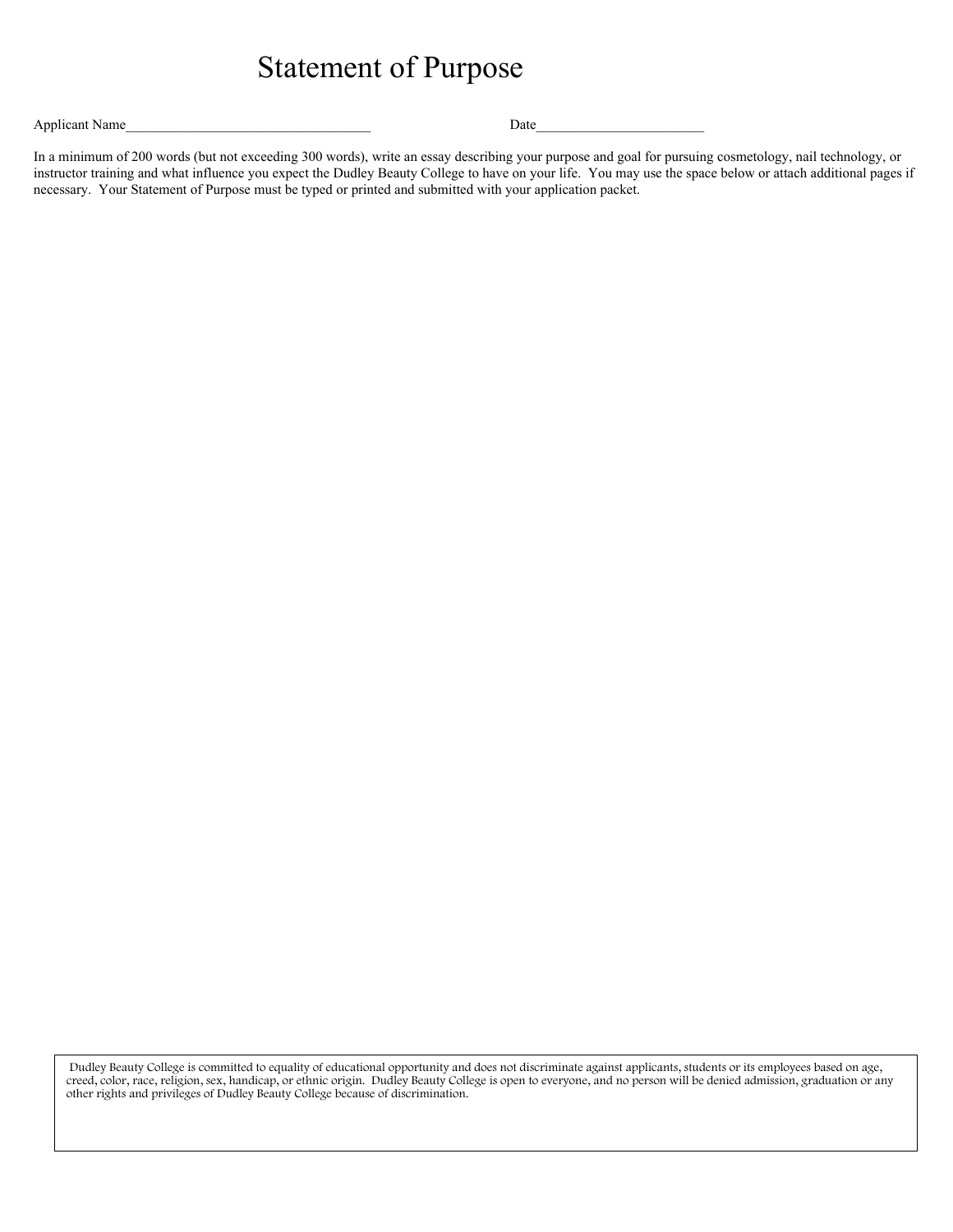# Statement of Purpose

Applicant Name___________________________________ Date________________________

In a minimum of 200 words (but not exceeding 300 words), write an essay describing your purpose and goal for pursuing cosmetology, nail technology, or instructor training and what influence you expect the Dudley Beauty College to have on your life. You may use the space below or attach additional pages if necessary. Your Statement of Purpose must be typed or printed and submitted with your application packet.

Dudley Beauty College is committed to equality of educational opportunity and does not discriminate against applicants, students or its employees based on age, creed, color, race, religion, sex, handicap, or ethnic origin. Dudley Beauty College is open to everyone, and no person will be denied admission, graduation or any other rights and privileges of Dudley Beauty College because of discrimination.